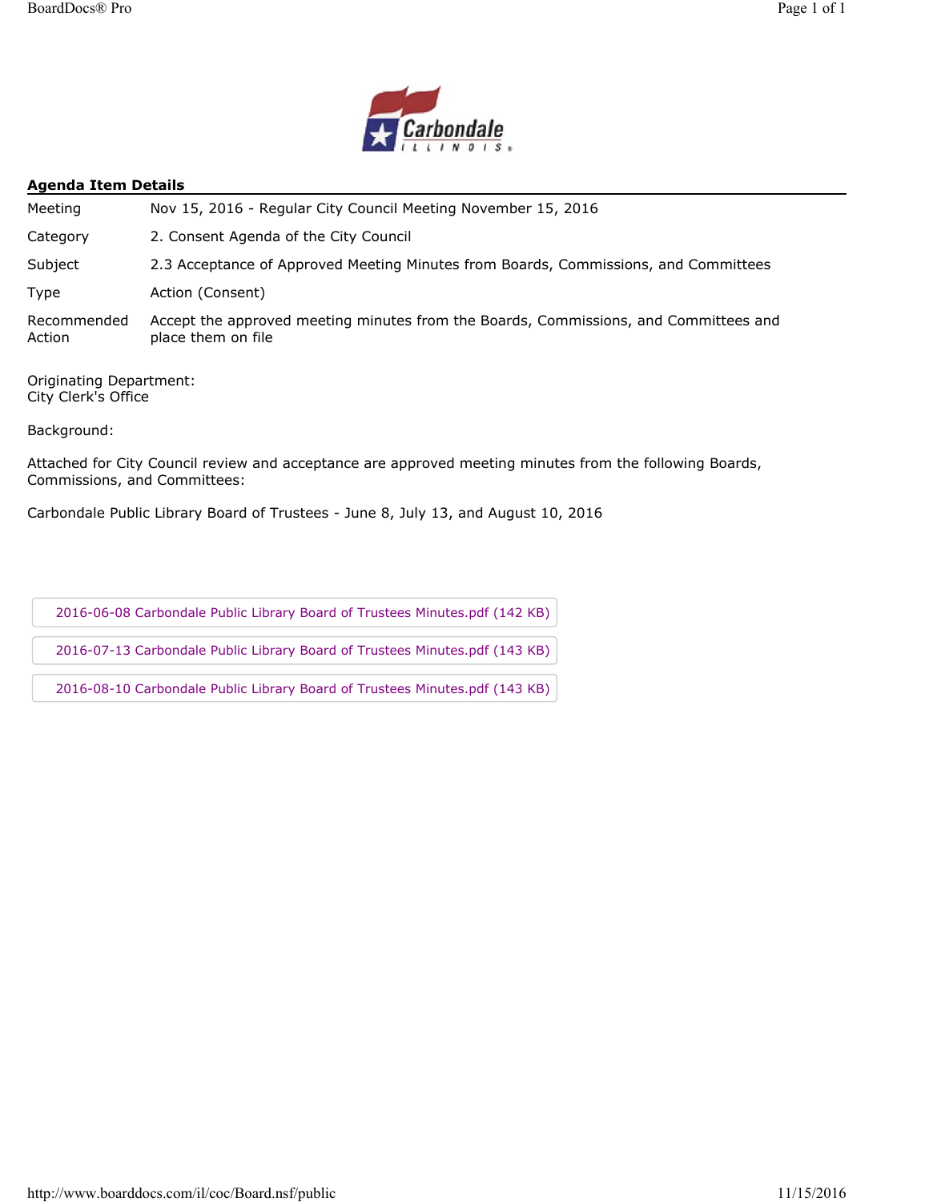## Agenda Item Details

| | |
|---|---|
| Meeting | Nov 15, 2016 - Regular City Council Meeting November 15, 2016 |
| Category | 2. Consent Agenda of the City Council |
| Subject | 2.3 Acceptance of Approved Meeting Minutes from Boards, Commissions, and Committees |
| Type | Action (Consent) |
| Recommended Action | Accept the approved meeting minutes from the Boards, Commissions, and Committees and place them on file |

Originating Department:
City Clerk's Office

Background:

Attached for City Council review and acceptance are approved meeting minutes from the following Boards, Commissions, and Committees:

Carbondale Public Library Board of Trustees - June 8, July 13, and August 10, 2016

- 2016-06-08 Carbondale Public Library Board of Trustees Minutes.pdf (142 KB)
- 2016-07-13 Carbondale Public Library Board of Trustees Minutes.pdf (143 KB)
- 2016-08-10 Carbondale Public Library Board of Trustees Minutes.pdf (143 KB)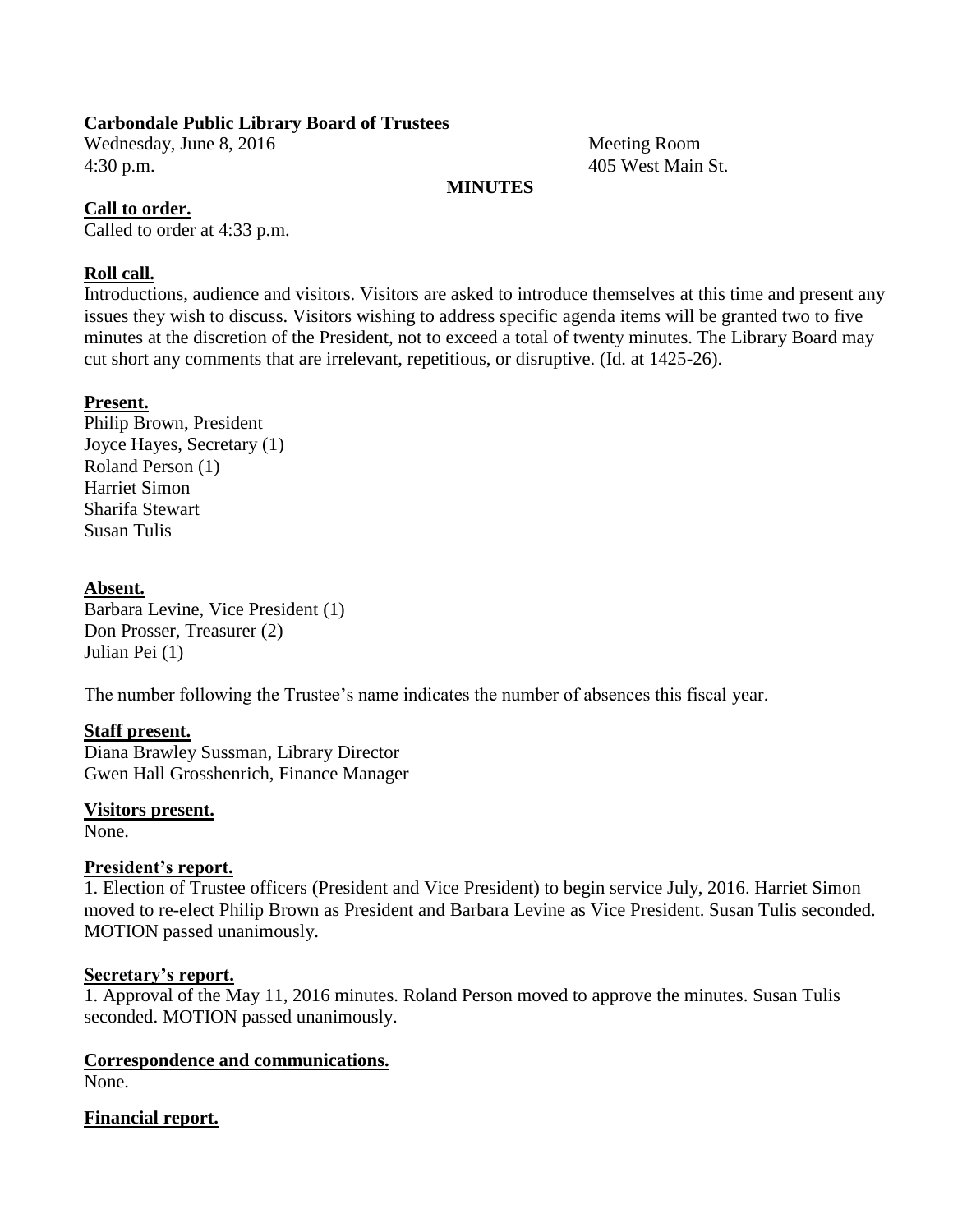**Carbondale Public Library Board of Trustees**

Wednesday, June 8, 2016 — Meeting Room
4:30 p.m. — 405 West Main St.

**MINUTES**

**Call to order.**

Called to order at 4:33 p.m.

**Roll call.**

Introductions, audience and visitors. Visitors are asked to introduce themselves at this time and present any issues they wish to discuss. Visitors wishing to address specific agenda items will be granted two to five minutes at the discretion of the President, not to exceed a total of twenty minutes. The Library Board may cut short any comments that are irrelevant, repetitious, or disruptive. (Id. at 1425-26).

**Present.**

Philip Brown, President
Joyce Hayes, Secretary (1)
Roland Person (1)
Harriet Simon
Sharifa Stewart
Susan Tulis

**Absent.**

Barbara Levine, Vice President (1)
Don Prosser, Treasurer (2)
Julian Pei (1)

The number following the Trustee's name indicates the number of absences this fiscal year.

**Staff present.**

Diana Brawley Sussman, Library Director
Gwen Hall Grosshenrich, Finance Manager

**Visitors present.**

None.

**President's report.**

1. Election of Trustee officers (President and Vice President) to begin service July, 2016. Harriet Simon moved to re-elect Philip Brown as President and Barbara Levine as Vice President. Susan Tulis seconded. MOTION passed unanimously.

**Secretary's report.**

1. Approval of the May 11, 2016 minutes. Roland Person moved to approve the minutes. Susan Tulis seconded. MOTION passed unanimously.

**Correspondence and communications.**

None.

**Financial report.**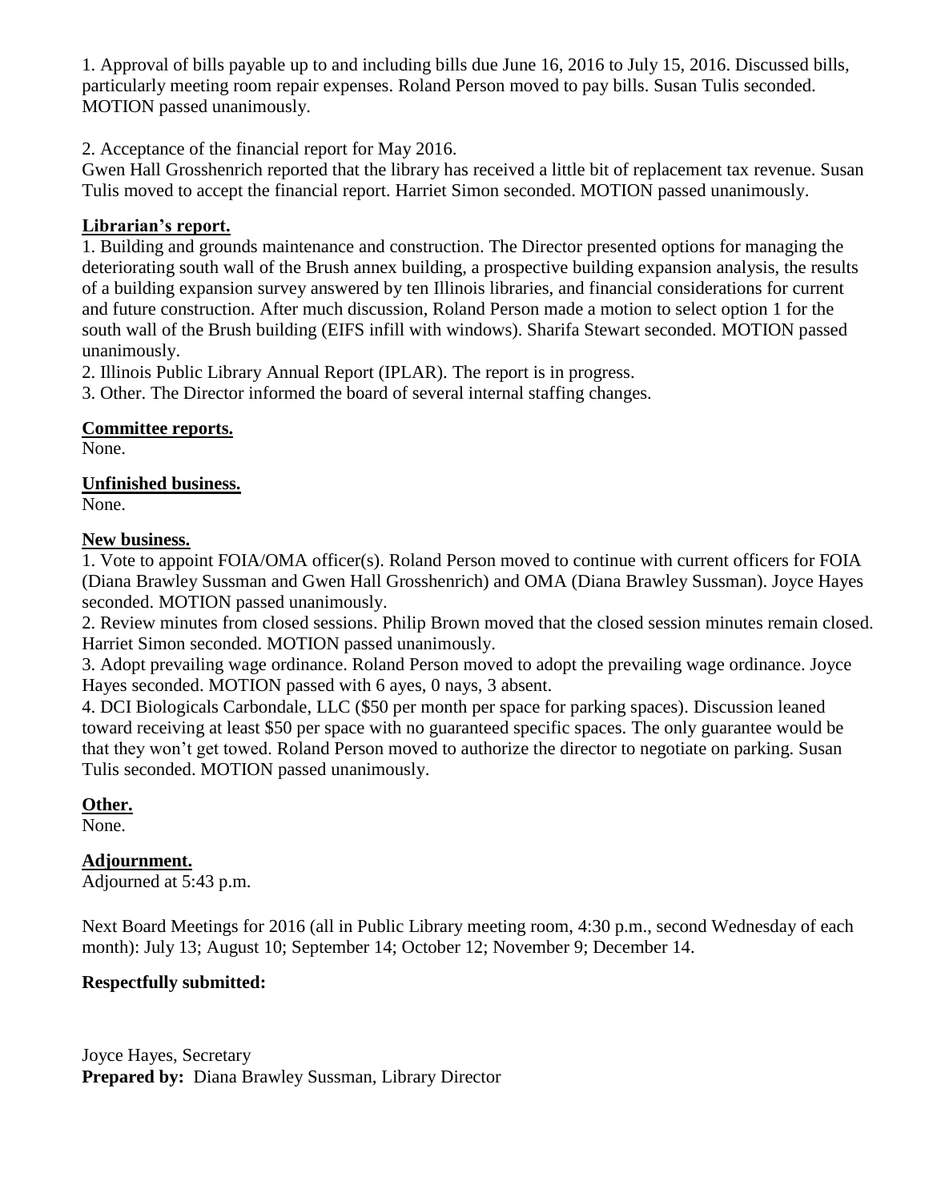1. Approval of bills payable up to and including bills due June 16, 2016 to July 15, 2016. Discussed bills, particularly meeting room repair expenses. Roland Person moved to pay bills. Susan Tulis seconded. MOTION passed unanimously.

2. Acceptance of the financial report for May 2016.
Gwen Hall Grosshenrich reported that the library has received a little bit of replacement tax revenue. Susan Tulis moved to accept the financial report. Harriet Simon seconded. MOTION passed unanimously.

**Librarian's report.**

1. Building and grounds maintenance and construction. The Director presented options for managing the deteriorating south wall of the Brush annex building, a prospective building expansion analysis, the results of a building expansion survey answered by ten Illinois libraries, and financial considerations for current and future construction. After much discussion, Roland Person made a motion to select option 1 for the south wall of the Brush building (EIFS infill with windows). Sharifa Stewart seconded. MOTION passed unanimously.
2. Illinois Public Library Annual Report (IPLAR). The report is in progress.
3. Other. The Director informed the board of several internal staffing changes.

**Committee reports.**
None.

**Unfinished business.**
None.

**New business.**

1. Vote to appoint FOIA/OMA officer(s). Roland Person moved to continue with current officers for FOIA (Diana Brawley Sussman and Gwen Hall Grosshenrich) and OMA (Diana Brawley Sussman). Joyce Hayes seconded. MOTION passed unanimously.
2. Review minutes from closed sessions. Philip Brown moved that the closed session minutes remain closed. Harriet Simon seconded. MOTION passed unanimously.
3. Adopt prevailing wage ordinance. Roland Person moved to adopt the prevailing wage ordinance. Joyce Hayes seconded. MOTION passed with 6 ayes, 0 nays, 3 absent.
4. DCI Biologicals Carbondale, LLC ($50 per month per space for parking spaces). Discussion leaned toward receiving at least $50 per space with no guaranteed specific spaces. The only guarantee would be that they won't get towed. Roland Person moved to authorize the director to negotiate on parking. Susan Tulis seconded. MOTION passed unanimously.

**Other.**
None.

**Adjournment.**
Adjourned at 5:43 p.m.

Next Board Meetings for 2016 (all in Public Library meeting room, 4:30 p.m., second Wednesday of each month): July 13; August 10; September 14; October 12; November 9; December 14.

**Respectfully submitted:**

Joyce Hayes, Secretary
**Prepared by:** Diana Brawley Sussman, Library Director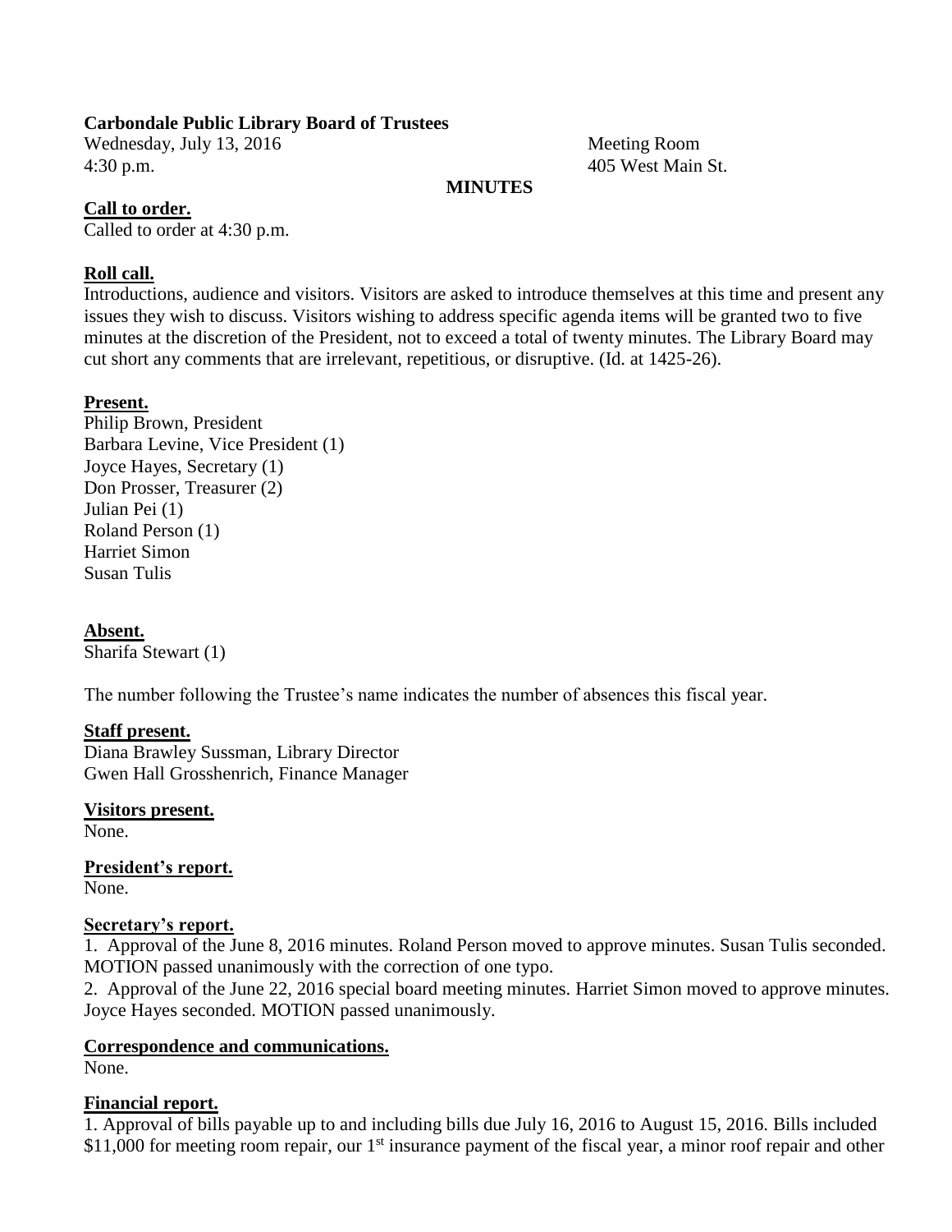**Carbondale Public Library Board of Trustees**

Wednesday, July 13, 2016
4:30 p.m.

Meeting Room
405 West Main St.

**MINUTES**

**Call to order.**

Called to order at 4:30 p.m.

**Roll call.**

Introductions, audience and visitors. Visitors are asked to introduce themselves at this time and present any issues they wish to discuss. Visitors wishing to address specific agenda items will be granted two to five minutes at the discretion of the President, not to exceed a total of twenty minutes. The Library Board may cut short any comments that are irrelevant, repetitious, or disruptive. (Id. at 1425-26).

**Present.**

Philip Brown, President
Barbara Levine, Vice President (1)
Joyce Hayes, Secretary (1)
Don Prosser, Treasurer (2)
Julian Pei (1)
Roland Person (1)
Harriet Simon
Susan Tulis

**Absent.**

Sharifa Stewart (1)

The number following the Trustee's name indicates the number of absences this fiscal year.

**Staff present.**

Diana Brawley Sussman, Library Director
Gwen Hall Grosshenrich, Finance Manager

**Visitors present.**

None.

**President's report.**

None.

**Secretary's report.**

1. Approval of the June 8, 2016 minutes. Roland Person moved to approve minutes. Susan Tulis seconded. MOTION passed unanimously with the correction of one typo.
2. Approval of the June 22, 2016 special board meeting minutes. Harriet Simon moved to approve minutes. Joyce Hayes seconded. MOTION passed unanimously.

**Correspondence and communications.**

None.

**Financial report.**

1. Approval of bills payable up to and including bills due July 16, 2016 to August 15, 2016. Bills included \$11,000 for meeting room repair, our 1st insurance payment of the fiscal year, a minor roof repair and other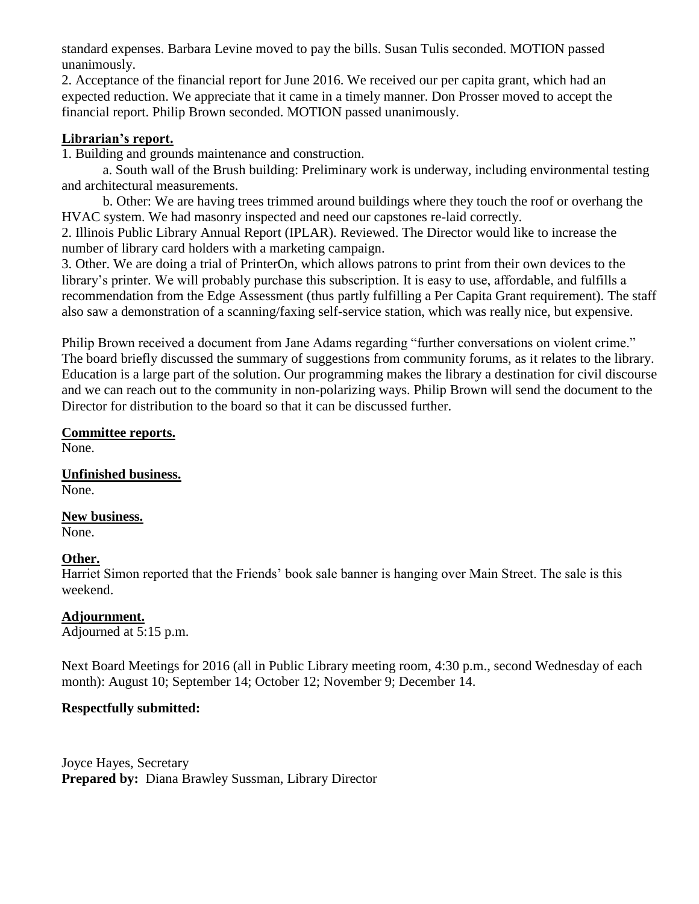standard expenses. Barbara Levine moved to pay the bills. Susan Tulis seconded. MOTION passed unanimously.

2. Acceptance of the financial report for June 2016. We received our per capita grant, which had an expected reduction. We appreciate that it came in a timely manner. Don Prosser moved to accept the financial report. Philip Brown seconded. MOTION passed unanimously.

**Librarian's report.**

1. Building and grounds maintenance and construction.

   a. South wall of the Brush building: Preliminary work is underway, including environmental testing and architectural measurements.

   b. Other: We are having trees trimmed around buildings where they touch the roof or overhang the HVAC system. We had masonry inspected and need our capstones re-laid correctly.

2. Illinois Public Library Annual Report (IPLAR). Reviewed. The Director would like to increase the number of library card holders with a marketing campaign.

3. Other. We are doing a trial of PrinterOn, which allows patrons to print from their own devices to the library's printer. We will probably purchase this subscription. It is easy to use, affordable, and fulfills a recommendation from the Edge Assessment (thus partly fulfilling a Per Capita Grant requirement). The staff also saw a demonstration of a scanning/faxing self-service station, which was really nice, but expensive.

Philip Brown received a document from Jane Adams regarding "further conversations on violent crime." The board briefly discussed the summary of suggestions from community forums, as it relates to the library. Education is a large part of the solution. Our programming makes the library a destination for civil discourse and we can reach out to the community in non-polarizing ways. Philip Brown will send the document to the Director for distribution to the board so that it can be discussed further.

**Committee reports.**

None.

**Unfinished business.**

None.

**New business.**

None.

**Other.**

Harriet Simon reported that the Friends' book sale banner is hanging over Main Street. The sale is this weekend.

**Adjournment.**

Adjourned at 5:15 p.m.

Next Board Meetings for 2016 (all in Public Library meeting room, 4:30 p.m., second Wednesday of each month): August 10; September 14; October 12; November 9; December 14.

**Respectfully submitted:**

Joyce Hayes, Secretary

**Prepared by:** Diana Brawley Sussman, Library Director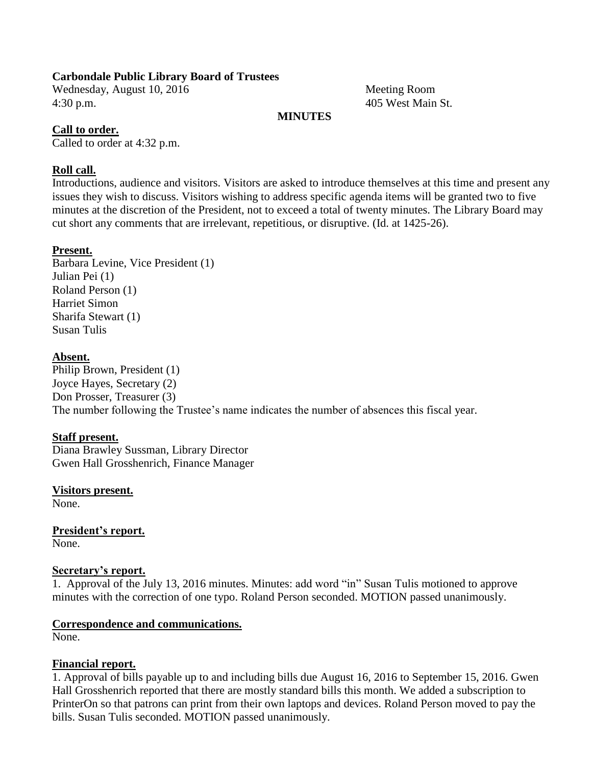**Carbondale Public Library Board of Trustees**

Wednesday, August 10, 2016
4:30 p.m.

Meeting Room
405 West Main St.

**MINUTES**

**Call to order.**

Called to order at 4:32 p.m.

**Roll call.**

Introductions, audience and visitors. Visitors are asked to introduce themselves at this time and present any issues they wish to discuss. Visitors wishing to address specific agenda items will be granted two to five minutes at the discretion of the President, not to exceed a total of twenty minutes. The Library Board may cut short any comments that are irrelevant, repetitious, or disruptive. (Id. at 1425-26).

**Present.**

Barbara Levine, Vice President (1)
Julian Pei (1)
Roland Person (1)
Harriet Simon
Sharifa Stewart (1)
Susan Tulis

**Absent.**

Philip Brown, President (1)
Joyce Hayes, Secretary (2)
Don Prosser, Treasurer (3)
The number following the Trustee's name indicates the number of absences this fiscal year.

**Staff present.**

Diana Brawley Sussman, Library Director
Gwen Hall Grosshenrich, Finance Manager

**Visitors present.**

None.

**President's report.**

None.

**Secretary's report.**

1. Approval of the July 13, 2016 minutes. Minutes: add word "in" Susan Tulis motioned to approve minutes with the correction of one typo. Roland Person seconded. MOTION passed unanimously.

**Correspondence and communications.**

None.

**Financial report.**

1. Approval of bills payable up to and including bills due August 16, 2016 to September 15, 2016. Gwen Hall Grosshenrich reported that there are mostly standard bills this month. We added a subscription to PrinterOn so that patrons can print from their own laptops and devices. Roland Person moved to pay the bills. Susan Tulis seconded. MOTION passed unanimously.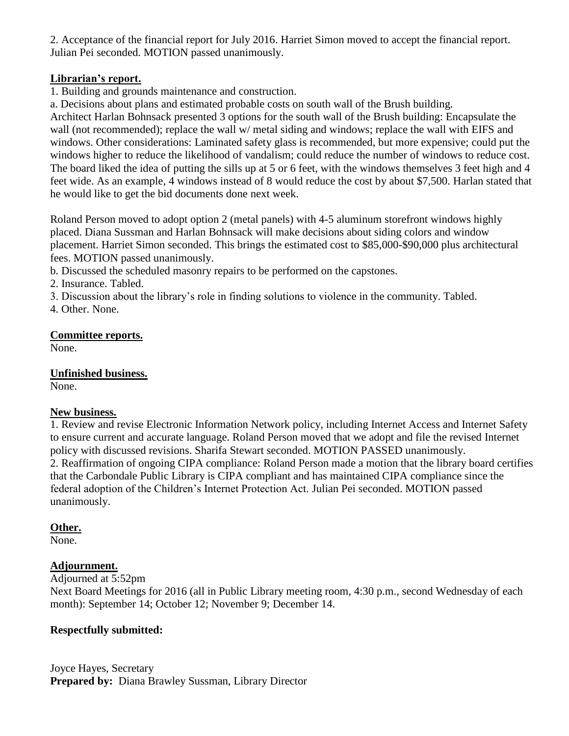2. Acceptance of the financial report for July 2016. Harriet Simon moved to accept the financial report. Julian Pei seconded. MOTION passed unanimously.

**Librarian's report.**

1. Building and grounds maintenance and construction.

a. Decisions about plans and estimated probable costs on south wall of the Brush building.

Architect Harlan Bohnsack presented 3 options for the south wall of the Brush building: Encapsulate the wall (not recommended); replace the wall w/ metal siding and windows; replace the wall with EIFS and windows. Other considerations: Laminated safety glass is recommended, but more expensive; could put the windows higher to reduce the likelihood of vandalism; could reduce the number of windows to reduce cost. The board liked the idea of putting the sills up at 5 or 6 feet, with the windows themselves 3 feet high and 4 feet wide. As an example, 4 windows instead of 8 would reduce the cost by about $7,500. Harlan stated that he would like to get the bid documents done next week.

Roland Person moved to adopt option 2 (metal panels) with 4-5 aluminum storefront windows highly placed. Diana Sussman and Harlan Bohnsack will make decisions about siding colors and window placement. Harriet Simon seconded. This brings the estimated cost to $85,000-$90,000 plus architectural fees. MOTION passed unanimously.

b. Discussed the scheduled masonry repairs to be performed on the capstones.

2. Insurance. Tabled.

3. Discussion about the library's role in finding solutions to violence in the community. Tabled.

4. Other. None.

**Committee reports.**

None.

**Unfinished business.**

None.

**New business.**

1. Review and revise Electronic Information Network policy, including Internet Access and Internet Safety to ensure current and accurate language. Roland Person moved that we adopt and file the revised Internet policy with discussed revisions. Sharifa Stewart seconded. MOTION PASSED unanimously.

2. Reaffirmation of ongoing CIPA compliance: Roland Person made a motion that the library board certifies that the Carbondale Public Library is CIPA compliant and has maintained CIPA compliance since the federal adoption of the Children's Internet Protection Act. Julian Pei seconded. MOTION passed unanimously.

**Other.**

None.

**Adjournment.**

Adjourned at 5:52pm

Next Board Meetings for 2016 (all in Public Library meeting room, 4:30 p.m., second Wednesday of each month): September 14; October 12; November 9; December 14.

**Respectfully submitted:**

Joyce Hayes, Secretary

**Prepared by:** Diana Brawley Sussman, Library Director